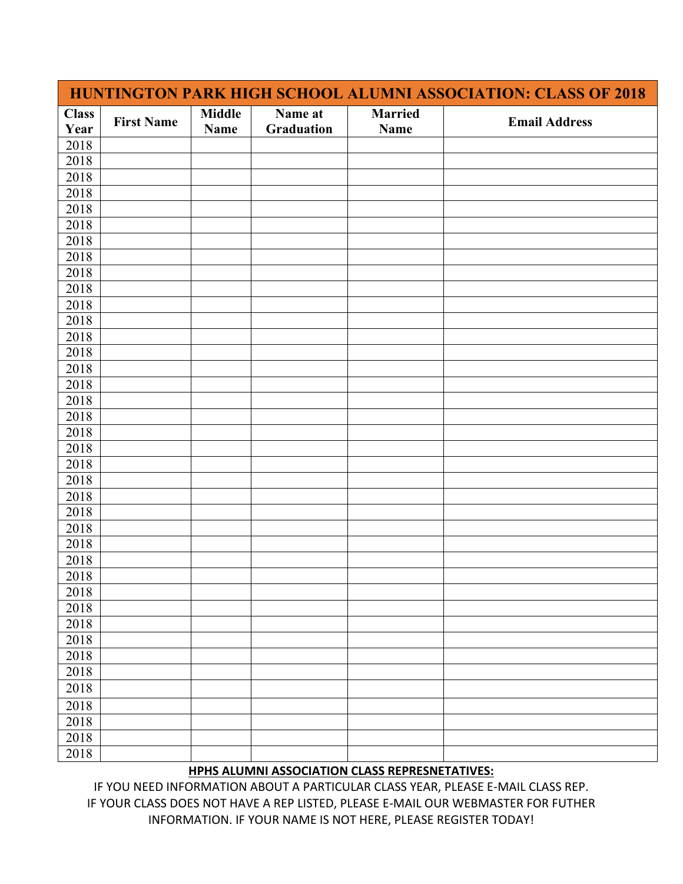| HUNTINGTON PARK HIGH SCHOOL ALUMNI ASSOCIATION: CLASS OF 2018 | | | | | |
|---|---|---|---|---|---|
| **Class Year** | **First Name** | **Middle Name** | **Name at Graduation** | **Married Name** | **Email Address** |
| 2018 | | | | | |
| 2018 | | | | | |
| 2018 | | | | | |
| 2018 | | | | | |
| 2018 | | | | | |
| 2018 | | | | | |
| 2018 | | | | | |
| 2018 | | | | | |
| 2018 | | | | | |
| 2018 | | | | | |
| 2018 | | | | | |
| 2018 | | | | | |
| 2018 | | | | | |
| 2018 | | | | | |
| 2018 | | | | | |
| 2018 | | | | | |
| 2018 | | | | | |
| 2018 | | | | | |
| 2018 | | | | | |
| 2018 | | | | | |
| 2018 | | | | | |
| 2018 | | | | | |
| 2018 | | | | | |
| 2018 | | | | | |
| 2018 | | | | | |
| 2018 | | | | | |
| 2018 | | | | | |
| 2018 | | | | | |
| 2018 | | | | | |
| 2018 | | | | | |
| 2018 | | | | | |
| 2018 | | | | | |
| 2018 | | | | | |
| 2018 | | | | | |
| 2018 | | | | | |
| 2018 | | | | | |
| 2018 | | | | | |
| 2018 | | | | | |
| 2018 | | | | | |

**HPHS ALUMNI ASSOCIATION CLASS REPRESNETATIVES:**

IF YOU NEED INFORMATION ABOUT A PARTICULAR CLASS YEAR, PLEASE E-MAIL CLASS REP. IF YOUR CLASS DOES NOT HAVE A REP LISTED, PLEASE E-MAIL OUR WEBMASTER FOR FUTHER INFORMATION. IF YOUR NAME IS NOT HERE, PLEASE REGISTER TODAY!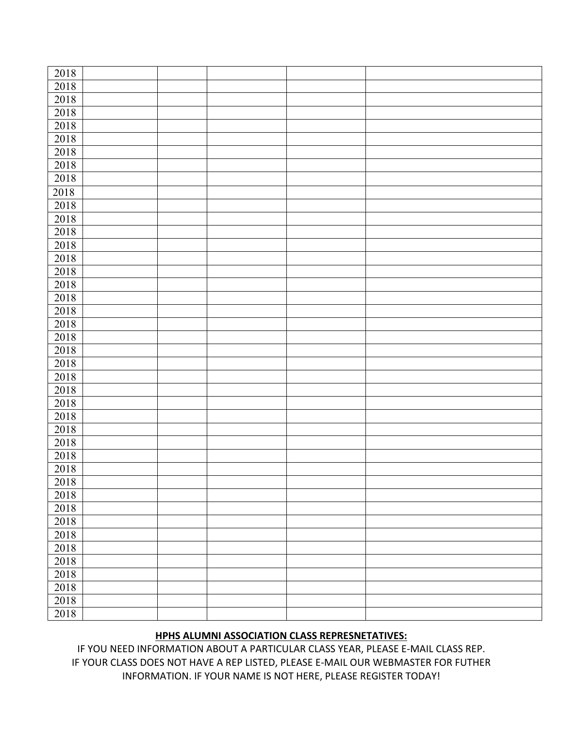| 2018 | | | | | |
|---|---|---|---|---|---|
| 2018 | | | | | |
| 2018 | | | | | |
| 2018 | | | | | |
| 2018 | | | | | |
| 2018 | | | | | |
| 2018 | | | | | |
| 2018 | | | | | |
| 2018 | | | | | |
| 2018 | | | | | |
| 2018 | | | | | |
| 2018 | | | | | |
| 2018 | | | | | |
| 2018 | | | | | |
| 2018 | | | | | |
| 2018 | | | | | |
| 2018 | | | | | |
| 2018 | | | | | |
| 2018 | | | | | |
| 2018 | | | | | |
| 2018 | | | | | |
| 2018 | | | | | |
| 2018 | | | | | |
| 2018 | | | | | |
| 2018 | | | | | |
| 2018 | | | | | |
| 2018 | | | | | |
| 2018 | | | | | |
| 2018 | | | | | |
| 2018 | | | | | |
| 2018 | | | | | |
| 2018 | | | | | |
| 2018 | | | | | |
| 2018 | | | | | |
| 2018 | | | | | |
| 2018 | | | | | |
| 2018 | | | | | |
| 2018 | | | | | |
| 2018 | | | | | |
| 2018 | | | | | |
| 2018 | | | | | |
| 2018 | | | | | |

**HPHS ALUMNI ASSOCIATION CLASS REPRESNETATIVES:**

IF YOU NEED INFORMATION ABOUT A PARTICULAR CLASS YEAR, PLEASE E-MAIL CLASS REP. IF YOUR CLASS DOES NOT HAVE A REP LISTED, PLEASE E-MAIL OUR WEBMASTER FOR FUTHER INFORMATION. IF YOUR NAME IS NOT HERE, PLEASE REGISTER TODAY!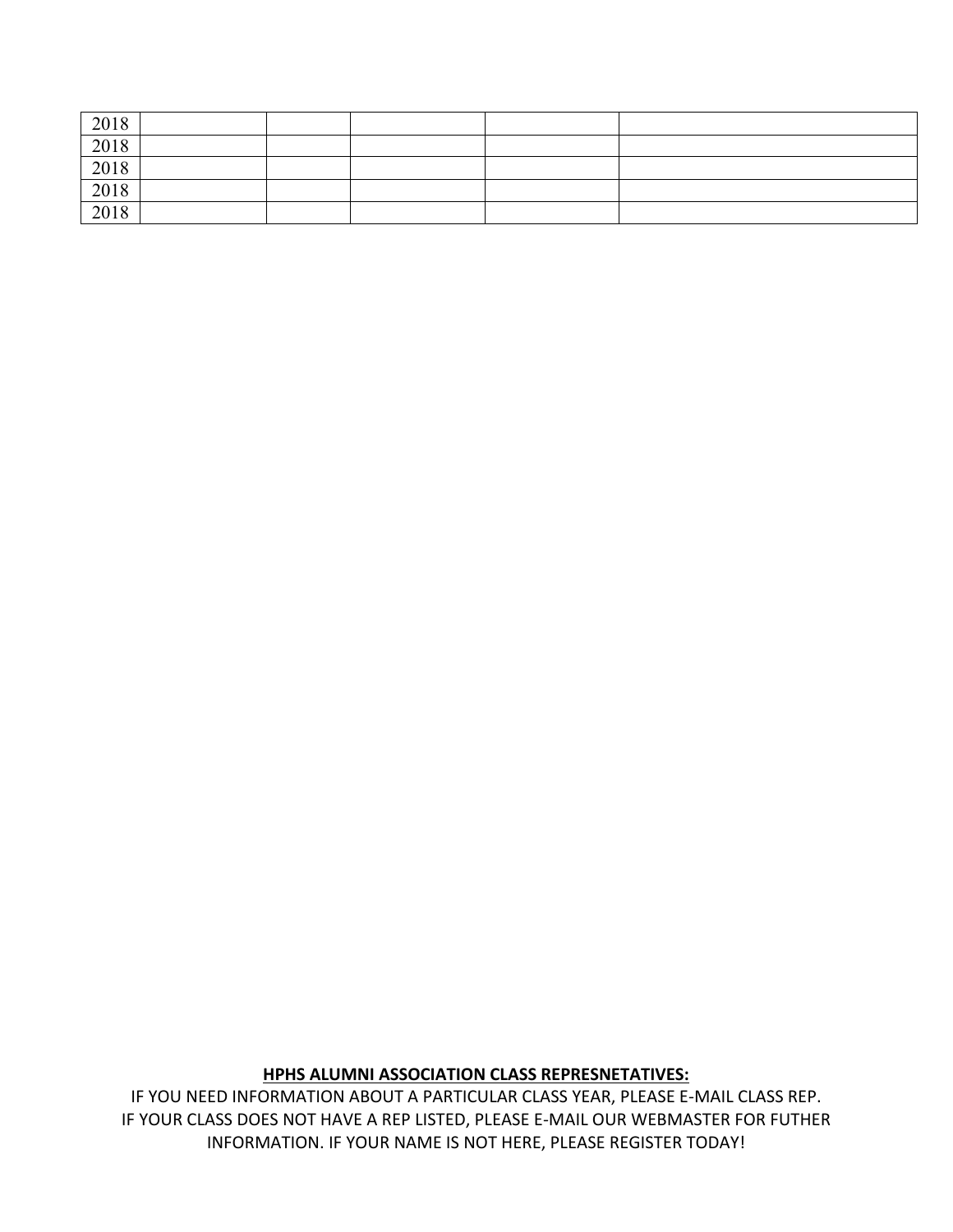| | | | | | |
|---|---|---|---|---|---|
| 2018 | | | | | |
| 2018 | | | | | |
| 2018 | | | | | |
| 2018 | | | | | |
| 2018 | | | | | |

**HPHS ALUMNI ASSOCIATION CLASS REPRESNETATIVES:**

IF YOU NEED INFORMATION ABOUT A PARTICULAR CLASS YEAR, PLEASE E-MAIL CLASS REP. IF YOUR CLASS DOES NOT HAVE A REP LISTED, PLEASE E-MAIL OUR WEBMASTER FOR FUTHER INFORMATION. IF YOUR NAME IS NOT HERE, PLEASE REGISTER TODAY!